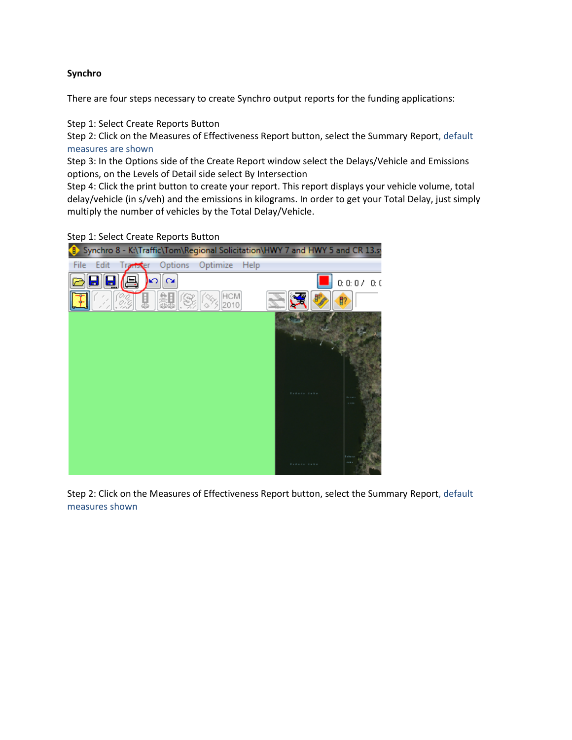**Synchro**

There are four steps necessary to create Synchro output reports for the funding applications:

Step 1: Select Create Reports Button
Step 2: Click on the Measures of Effectiveness Report button, select the Summary Report, default measures are shown
Step 3: In the Options side of the Create Report window select the Delays/Vehicle and Emissions options, on the Levels of Detail side select By Intersection
Step 4: Click the print button to create your report. This report displays your vehicle volume, total delay/vehicle (in s/veh) and the emissions in kilograms. In order to get your Total Delay, just simply multiply the number of vehicles by the Total Delay/Vehicle.

Step 1: Select Create Reports Button

Step 2: Click on the Measures of Effectiveness Report button, select the Summary Report, default measures shown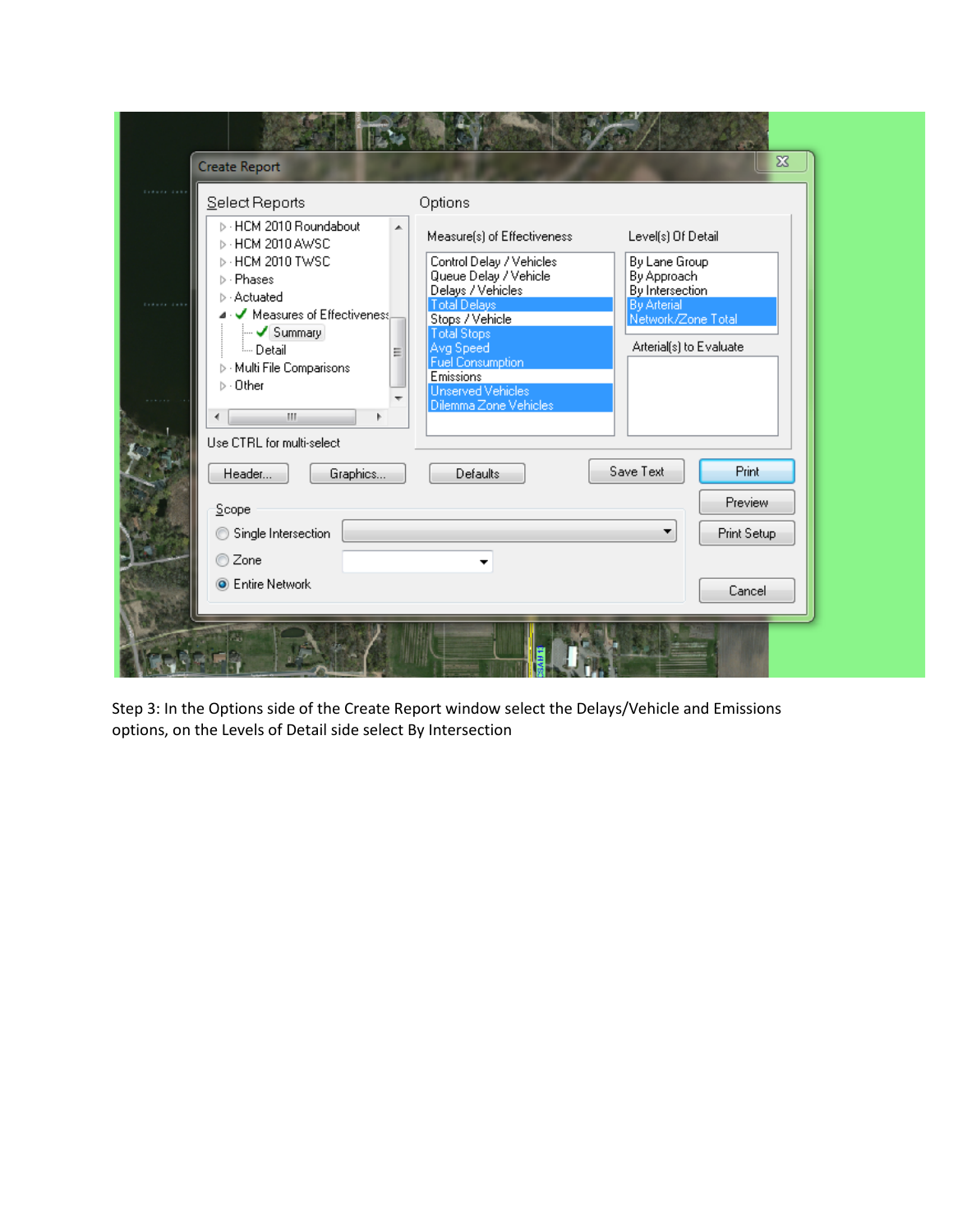Step 3: In the Options side of the Create Report window select the Delays/Vehicle and Emissions options, on the Levels of Detail side select By Intersection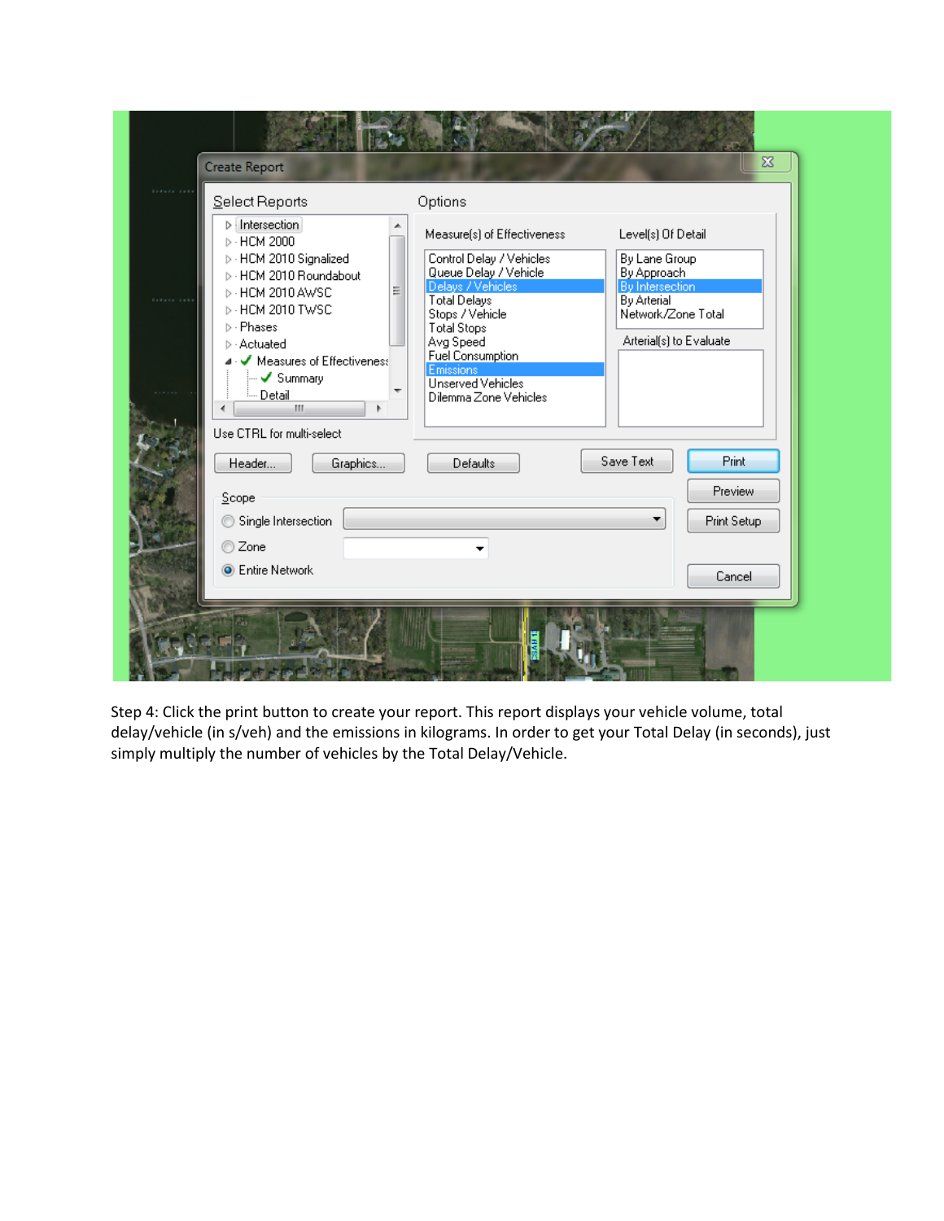Step 4: Click the print button to create your report. This report displays your vehicle volume, total delay/vehicle (in s/veh) and the emissions in kilograms. In order to get your Total Delay (in seconds), just simply multiply the number of vehicles by the Total Delay/Vehicle.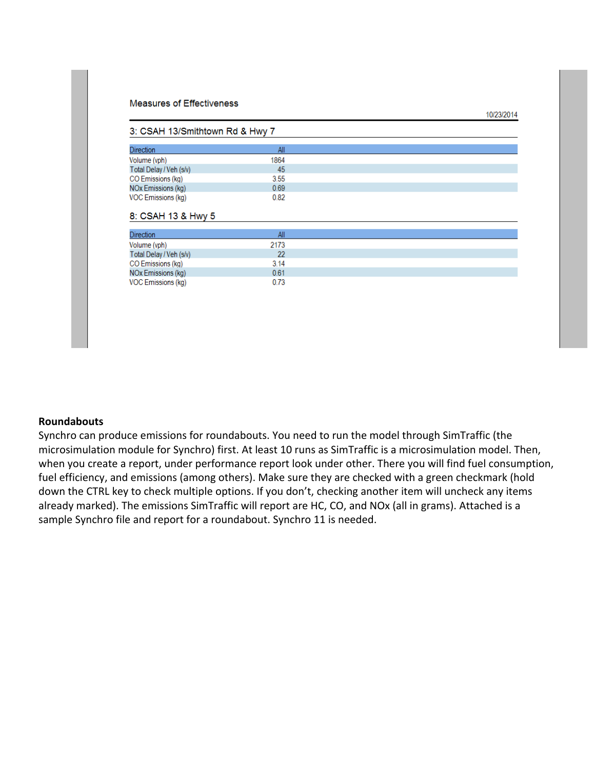### Measures of Effectiveness

10/23/2014

#### 3: CSAH 13/Smithtown Rd & Hwy 7

| Direction | All |
| --- | --- |
| Volume (vph) | 1864 |
| Total Delay / Veh (s/v) | 45 |
| CO Emissions (kg) | 3.55 |
| NOx Emissions (kg) | 0.69 |
| VOC Emissions (kg) | 0.82 |

#### 8: CSAH 13 & Hwy 5

| Direction | All |
| --- | --- |
| Volume (vph) | 2173 |
| Total Delay / Veh (s/v) | 22 |
| CO Emissions (kg) | 3.14 |
| NOx Emissions (kg) | 0.61 |
| VOC Emissions (kg) | 0.73 |

**Roundabouts**

Synchro can produce emissions for roundabouts. You need to run the model through SimTraffic (the microsimulation module for Synchro) first. At least 10 runs as SimTraffic is a microsimulation model. Then, when you create a report, under performance report look under other. There you will find fuel consumption, fuel efficiency, and emissions (among others). Make sure they are checked with a green checkmark (hold down the CTRL key to check multiple options. If you don't, checking another item will uncheck any items already marked). The emissions SimTraffic will report are HC, CO, and NOx (all in grams). Attached is a sample Synchro file and report for a roundabout. Synchro 11 is needed.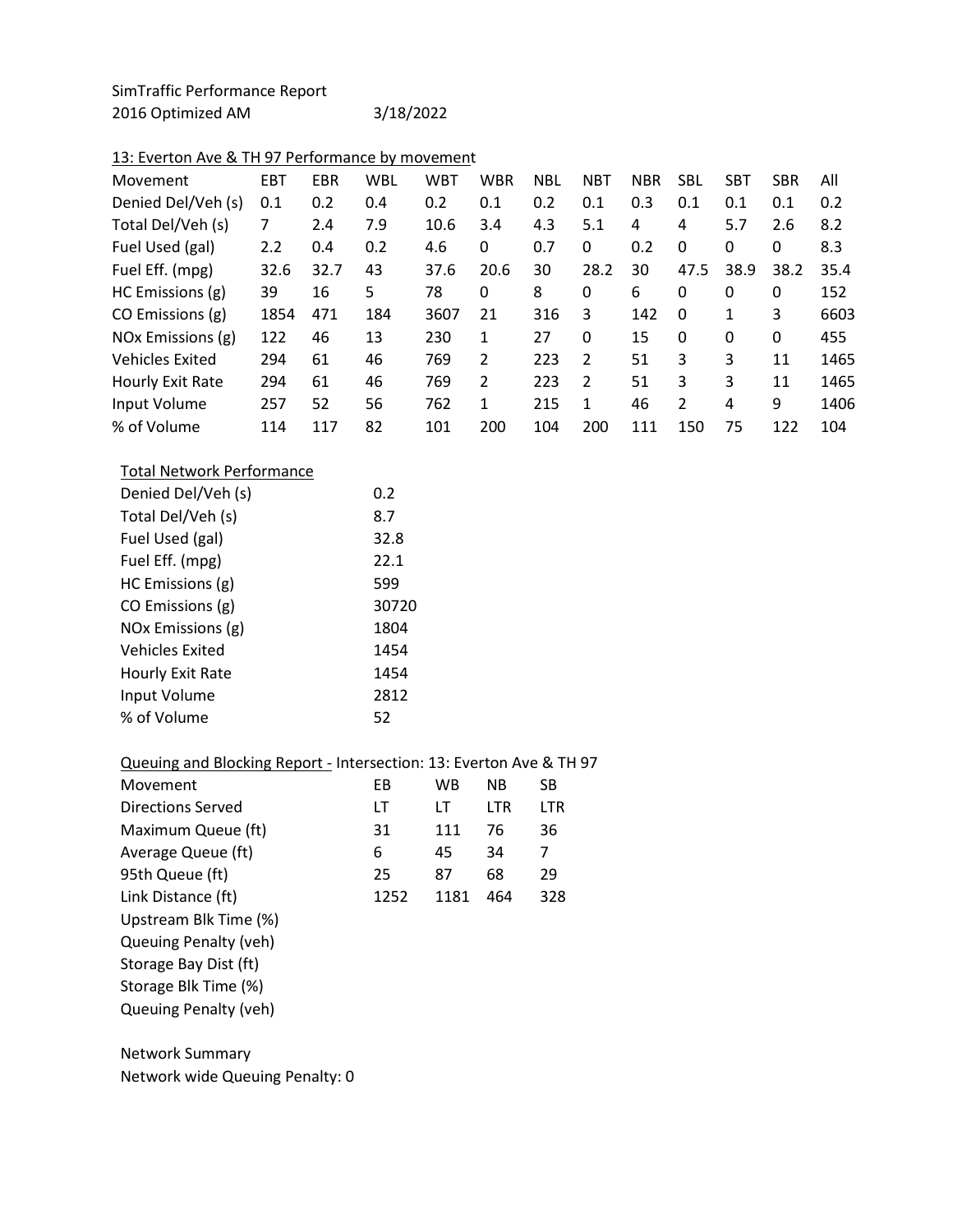SimTraffic Performance Report
2016 Optimized AM 3/18/2022

13: Everton Ave & TH 97 Performance by movement

| Movement | EBT | EBR | WBL | WBT | WBR | NBL | NBT | NBR | SBL | SBT | SBR | All |
|---|---|---|---|---|---|---|---|---|---|---|---|---|
| Denied Del/Veh (s) | 0.1 | 0.2 | 0.4 | 0.2 | 0.1 | 0.2 | 0.1 | 0.3 | 0.1 | 0.1 | 0.1 | 0.2 |
| Total Del/Veh (s) | 7 | 2.4 | 7.9 | 10.6 | 3.4 | 4.3 | 5.1 | 4 | 4 | 5.7 | 2.6 | 8.2 |
| Fuel Used (gal) | 2.2 | 0.4 | 0.2 | 4.6 | 0 | 0.7 | 0 | 0.2 | 0 | 0 | 0 | 8.3 |
| Fuel Eff. (mpg) | 32.6 | 32.7 | 43 | 37.6 | 20.6 | 30 | 28.2 | 30 | 47.5 | 38.9 | 38.2 | 35.4 |
| HC Emissions (g) | 39 | 16 | 5 | 78 | 0 | 8 | 0 | 6 | 0 | 0 | 0 | 152 |
| CO Emissions (g) | 1854 | 471 | 184 | 3607 | 21 | 316 | 3 | 142 | 0 | 1 | 3 | 6603 |
| NOx Emissions (g) | 122 | 46 | 13 | 230 | 1 | 27 | 0 | 15 | 0 | 0 | 0 | 455 |
| Vehicles Exited | 294 | 61 | 46 | 769 | 2 | 223 | 2 | 51 | 3 | 3 | 11 | 1465 |
| Hourly Exit Rate | 294 | 61 | 46 | 769 | 2 | 223 | 2 | 51 | 3 | 3 | 11 | 1465 |
| Input Volume | 257 | 52 | 56 | 762 | 1 | 215 | 1 | 46 | 2 | 4 | 9 | 1406 |
| % of Volume | 114 | 117 | 82 | 101 | 200 | 104 | 200 | 111 | 150 | 75 | 122 | 104 |

Total Network Performance

| | |
|---|---|
| Denied Del/Veh (s) | 0.2 |
| Total Del/Veh (s) | 8.7 |
| Fuel Used (gal) | 32.8 |
| Fuel Eff. (mpg) | 22.1 |
| HC Emissions (g) | 599 |
| CO Emissions (g) | 30720 |
| NOx Emissions (g) | 1804 |
| Vehicles Exited | 1454 |
| Hourly Exit Rate | 1454 |
| Input Volume | 2812 |
| % of Volume | 52 |

Queuing and Blocking Report - Intersection: 13: Everton Ave & TH 97

| Movement | EB | WB | NB | SB |
|---|---|---|---|---|
| Directions Served | LT | LT | LTR | LTR |
| Maximum Queue (ft) | 31 | 111 | 76 | 36 |
| Average Queue (ft) | 6 | 45 | 34 | 7 |
| 95th Queue (ft) | 25 | 87 | 68 | 29 |
| Link Distance (ft) | 1252 | 1181 | 464 | 328 |
| Upstream Blk Time (%) | | | | |
| Queuing Penalty (veh) | | | | |
| Storage Bay Dist (ft) | | | | |
| Storage Blk Time (%) | | | | |
| Queuing Penalty (veh) | | | | |

Network Summary
Network wide Queuing Penalty: 0